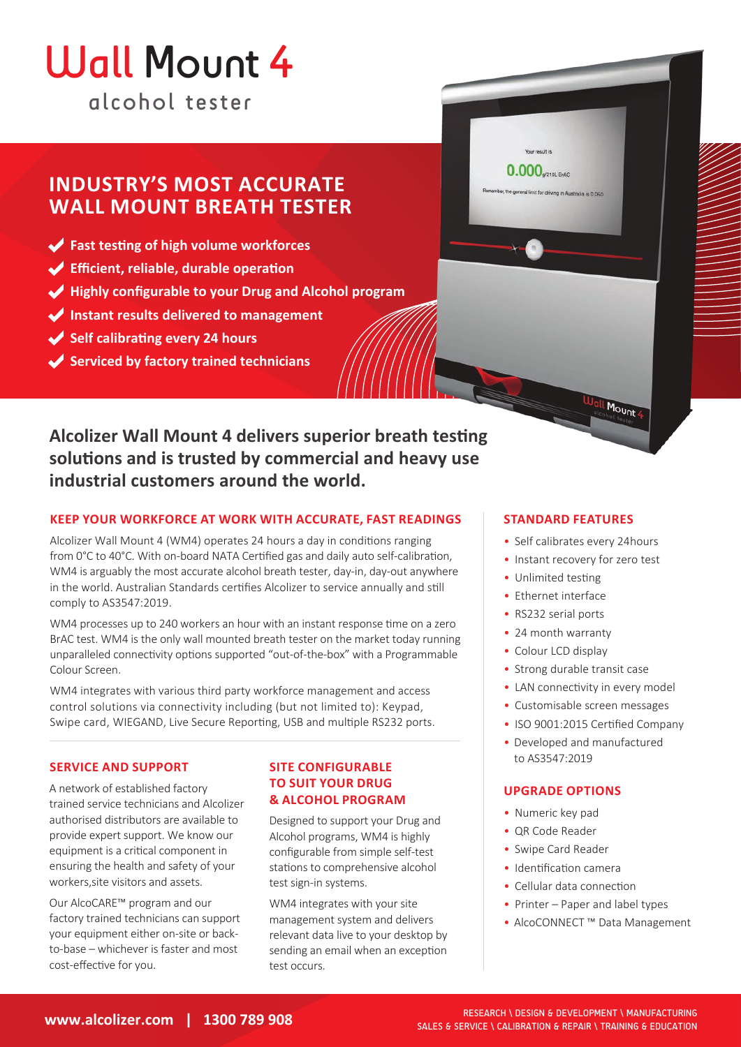# Wall Mount 4

alcohol tester

## INDUSTRY'S MOST ACCURATE WALL MOUNT BREATH TESTER

- **Fast testing of high volume workforces**
- **Efficient, reliable, durable operation**
- **Highly configurable to your Drug and Alcohol program**
- **Instant results delivered to management**
- **Self calibrating every 24 hours**
- **Serviced by factory trained technicians**

## Alcolizer Wall Mount 4 delivers superior breath testing solutions and is trusted by commercial and heavy use industrial customers around the world.

### KEEP YOUR WORKFORCE AT WORK WITH ACCURATE, FAST READINGS

Alcolizer Wall Mount 4 (WM4) operates 24 hours a day in conditions ranging from 0°C to 40°C. With on-board NATA Certified gas and daily auto self-calibration, WM4 is arguably the most accurate alcohol breath tester, day-in, day-out anywhere in the world. Australian Standards certifies Alcolizer to service annually and still comply to AS3547:2019.

WM4 processes up to 240 workers an hour with an instant response time on a zero BrAC test. WM4 is the only wall mounted breath tester on the market today running unparalleled connectivity options supported "out-of-the-box" with a Programmable Colour Screen.

WM4 integrates with various third party workforce management and access control solutions via connectivity including (but not limited to): Keypad, Swipe card, WIEGAND, Live Secure Reporting, USB and multiple RS232 ports.

### SERVICE AND SUPPORT

A network of established factory trained service technicians and Alcolizer authorised distributors are available to provide expert support. We know our equipment is a critical component in ensuring the health and safety of your workers,site visitors and assets.

Our AlcoCARE™ program and our factory trained technicians can support your equipment either on-site or back-to-base – whichever is faster and most cost-effective for you.

### SITE CONFIGURABLE TO SUIT YOUR DRUG & ALCOHOL PROGRAM

Designed to support your Drug and Alcohol programs, WM4 is highly configurable from simple self-test stations to comprehensive alcohol test sign-in systems.

WM4 integrates with your site management system and delivers relevant data live to your desktop by sending an email when an exception test occurs.

### STANDARD FEATURES

- Self calibrates every 24hours
- Instant recovery for zero test
- Unlimited testing
- Ethernet interface
- RS232 serial ports
- 24 month warranty
- Colour LCD display
- Strong durable transit case
- LAN connectivity in every model
- Customisable screen messages
- ISO 9001:2015 Certified Company
- Developed and manufactured to AS3547:2019

### UPGRADE OPTIONS

- Numeric key pad
- QR Code Reader
- Swipe Card Reader
- Identification camera
- Cellular data connection
- Printer – Paper and label types
- AlcoCONNECT ™ Data Management

**www.alcolizer.com | 1300 789 908**

RESEARCH \ DESIGN & DEVELOPMENT \ MANUFACTURING
SALES & SERVICE \ CALIBRATION & REPAIR \ TRAINING & EDUCATION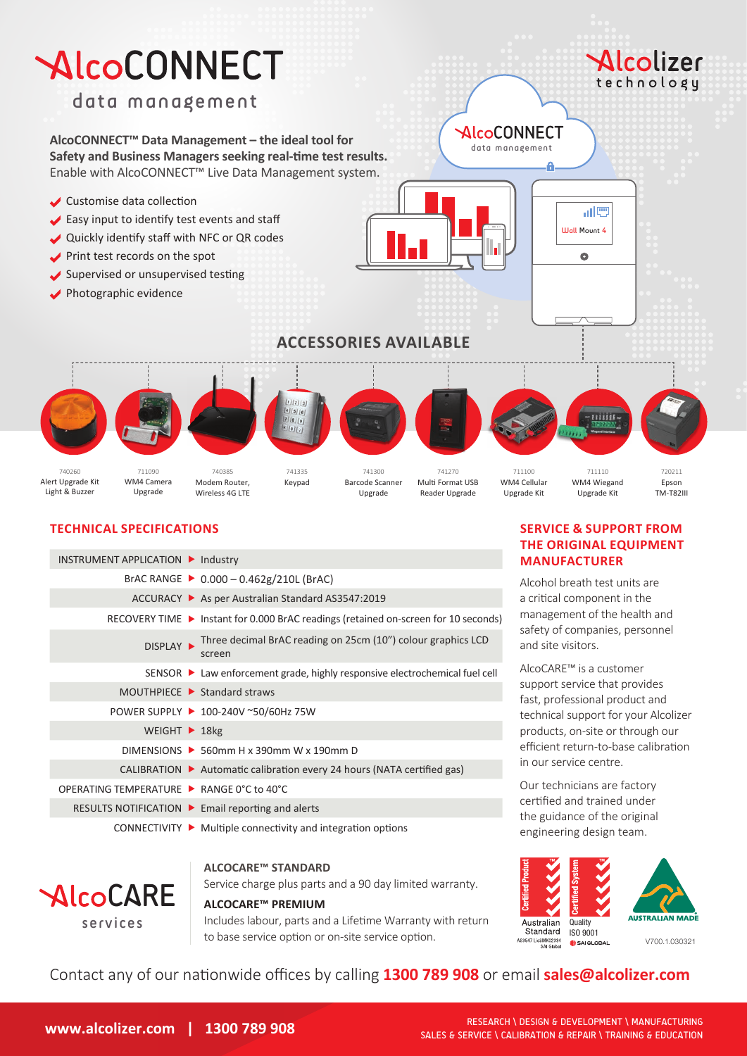# AlcoCONNECT

data management

Alcolizer technology

**AlcoCONNECT™ Data Management – the ideal tool for Safety and Business Managers seeking real-time test results.**
Enable with AlcoCONNECT™ Live Data Management system.

- Customise data collection
- Easy input to identify test events and staff
- Quickly identify staff with NFC or QR codes
- Print test records on the spot
- Supervised or unsupervised testing
- Photographic evidence

AlcoCONNECT data management

Wall Mount 4

## ACCESSORIES AVAILABLE

- 740260 Alert Upgrade Kit Light & Buzzer
- 711090 WM4 Camera Upgrade
- 740385 Modem Router, Wireless 4G LTE
- 741335 Keypad
- 741300 Barcode Scanner Upgrade
- 741270 Multi Format USB Reader Upgrade
- 711100 WM4 Cellular Upgrade Kit
- 711110 WM4 Wiegand Upgrade Kit
- 720211 Epson TM-T82III

## TECHNICAL SPECIFICATIONS

| | |
|---|---|
| INSTRUMENT APPLICATION | Industry |
| BrAC RANGE | 0.000 – 0.462g/210L (BrAC) |
| ACCURACY | As per Australian Standard AS3547:2019 |
| RECOVERY TIME | Instant for 0.000 BrAC readings (retained on-screen for 10 seconds) |
| DISPLAY | Three decimal BrAC reading on 25cm (10") colour graphics LCD screen |
| SENSOR | Law enforcement grade, highly responsive electrochemical fuel cell |
| MOUTHPIECE | Standard straws |
| POWER SUPPLY | 100-240V ~50/60Hz 75W |
| WEIGHT | 18kg |
| DIMENSIONS | 560mm H x 390mm W x 190mm D |
| CALIBRATION | Automatic calibration every 24 hours (NATA certified gas) |
| OPERATING TEMPERATURE | RANGE 0°C to 40°C |
| RESULTS NOTIFICATION | Email reporting and alerts |
| CONNECTIVITY | Multiple connectivity and integration options |

## SERVICE & SUPPORT FROM THE ORIGINAL EQUIPMENT MANUFACTURER

Alcohol breath test units are a critical component in the management of the health and safety of companies, personnel and site visitors.

AlcoCARE™ is a customer support service that provides fast, professional product and technical support for your Alcolizer products, on-site or through our efficient return-to-base calibration in our service centre.

Our technicians are factory certified and trained under the guidance of the original engineering design team.

AlcoCARE services

**ALCOCARE™ STANDARD**
Service charge plus parts and a 90 day limited warranty.

**ALCOCARE™ PREMIUM**
Includes labour, parts and a Lifetime Warranty with return to base service option or on-site service option.

Certified Product Australian Standard AS3547 Lic SMK02394 SAI Global | Certified System Quality ISO 9001 SAI GLOBAL | AUSTRALIAN MADE

V700.1.030321

Contact any of our nationwide offices by calling **1300 789 908** or email **sales@alcolizer.com**

**www.alcolizer.com | 1300 789 908**

RESEARCH \ DESIGN & DEVELOPMENT \ MANUFACTURING
SALES & SERVICE \ CALIBRATION & REPAIR \ TRAINING & EDUCATION